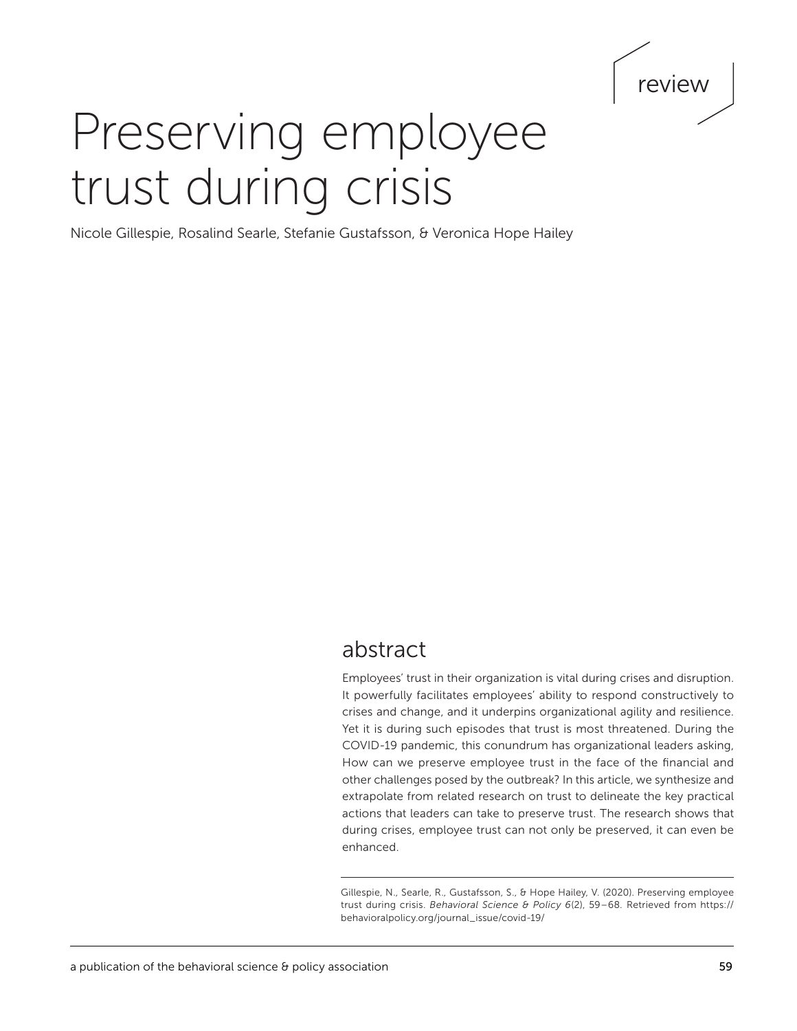review

# Preserving employee trust during crisis

Nicole Gillespie, Rosalind Searle, Stefanie Gustafsson, & Veronica Hope Hailey

## abstract

Employees' trust in their organization is vital during crises and disruption. It powerfully facilitates employees' ability to respond constructively to crises and change, and it underpins organizational agility and resilience. Yet it is during such episodes that trust is most threatened. During the COVID-19 pandemic, this conundrum has organizational leaders asking, How can we preserve employee trust in the face of the financial and other challenges posed by the outbreak? In this article, we synthesize and extrapolate from related research on trust to delineate the key practical actions that leaders can take to preserve trust. The research shows that during crises, employee trust can not only be preserved, it can even be enhanced.

Gillespie, N., Searle, R., Gustafsson, S., & Hope Hailey, V. (2020). Preserving employee trust during crisis. *Behavioral Science & Policy 6*(2), 59–68. Retrieved from https://behavioralpolicy.org/journal_issue/covid-19/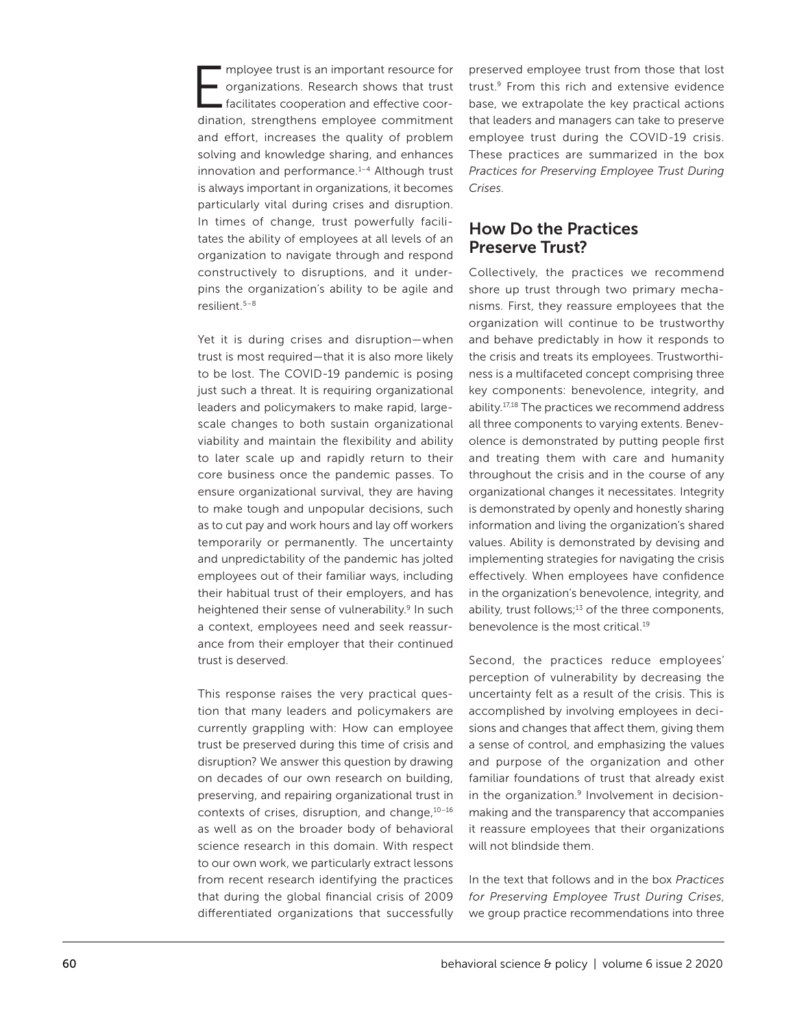Employee trust is an important resource for organizations. Research shows that trust facilitates cooperation and effective coordination, strengthens employee commitment and effort, increases the quality of problem solving and knowledge sharing, and enhances innovation and performance.[1–4] Although trust is always important in organizations, it becomes particularly vital during crises and disruption. In times of change, trust powerfully facilitates the ability of employees at all levels of an organization to navigate through and respond constructively to disruptions, and it underpins the organization's ability to be agile and resilient.[5–8]

Yet it is during crises and disruption—when trust is most required—that it is also more likely to be lost. The COVID-19 pandemic is posing just such a threat. It is requiring organizational leaders and policymakers to make rapid, large-scale changes to both sustain organizational viability and maintain the flexibility and ability to later scale up and rapidly return to their core business once the pandemic passes. To ensure organizational survival, they are having to make tough and unpopular decisions, such as to cut pay and work hours and lay off workers temporarily or permanently. The uncertainty and unpredictability of the pandemic has jolted employees out of their familiar ways, including their habitual trust of their employers, and has heightened their sense of vulnerability.[9] In such a context, employees need and seek reassurance from their employer that their continued trust is deserved.

This response raises the very practical question that many leaders and policymakers are currently grappling with: How can employee trust be preserved during this time of crisis and disruption? We answer this question by drawing on decades of our own research on building, preserving, and repairing organizational trust in contexts of crises, disruption, and change,[10–16] as well as on the broader body of behavioral science research in this domain. With respect to our own work, we particularly extract lessons from recent research identifying the practices that during the global financial crisis of 2009 differentiated organizations that successfully preserved employee trust from those that lost trust.[9] From this rich and extensive evidence base, we extrapolate the key practical actions that leaders and managers can take to preserve employee trust during the COVID-19 crisis. These practices are summarized in the box *Practices for Preserving Employee Trust During Crises*.

## How Do the Practices Preserve Trust?

Collectively, the practices we recommend shore up trust through two primary mechanisms. First, they reassure employees that the organization will continue to be trustworthy and behave predictably in how it responds to the crisis and treats its employees. Trustworthiness is a multifaceted concept comprising three key components: benevolence, integrity, and ability.[17,18] The practices we recommend address all three components to varying extents. Benevolence is demonstrated by putting people first and treating them with care and humanity throughout the crisis and in the course of any organizational changes it necessitates. Integrity is demonstrated by openly and honestly sharing information and living the organization's shared values. Ability is demonstrated by devising and implementing strategies for navigating the crisis effectively. When employees have confidence in the organization's benevolence, integrity, and ability, trust follows;[13] of the three components, benevolence is the most critical.[19]

Second, the practices reduce employees' perception of vulnerability by decreasing the uncertainty felt as a result of the crisis. This is accomplished by involving employees in decisions and changes that affect them, giving them a sense of control, and emphasizing the values and purpose of the organization and other familiar foundations of trust that already exist in the organization.[9] Involvement in decision-making and the transparency that accompanies it reassure employees that their organizations will not blindside them.

In the text that follows and in the box *Practices for Preserving Employee Trust During Crises*, we group practice recommendations into three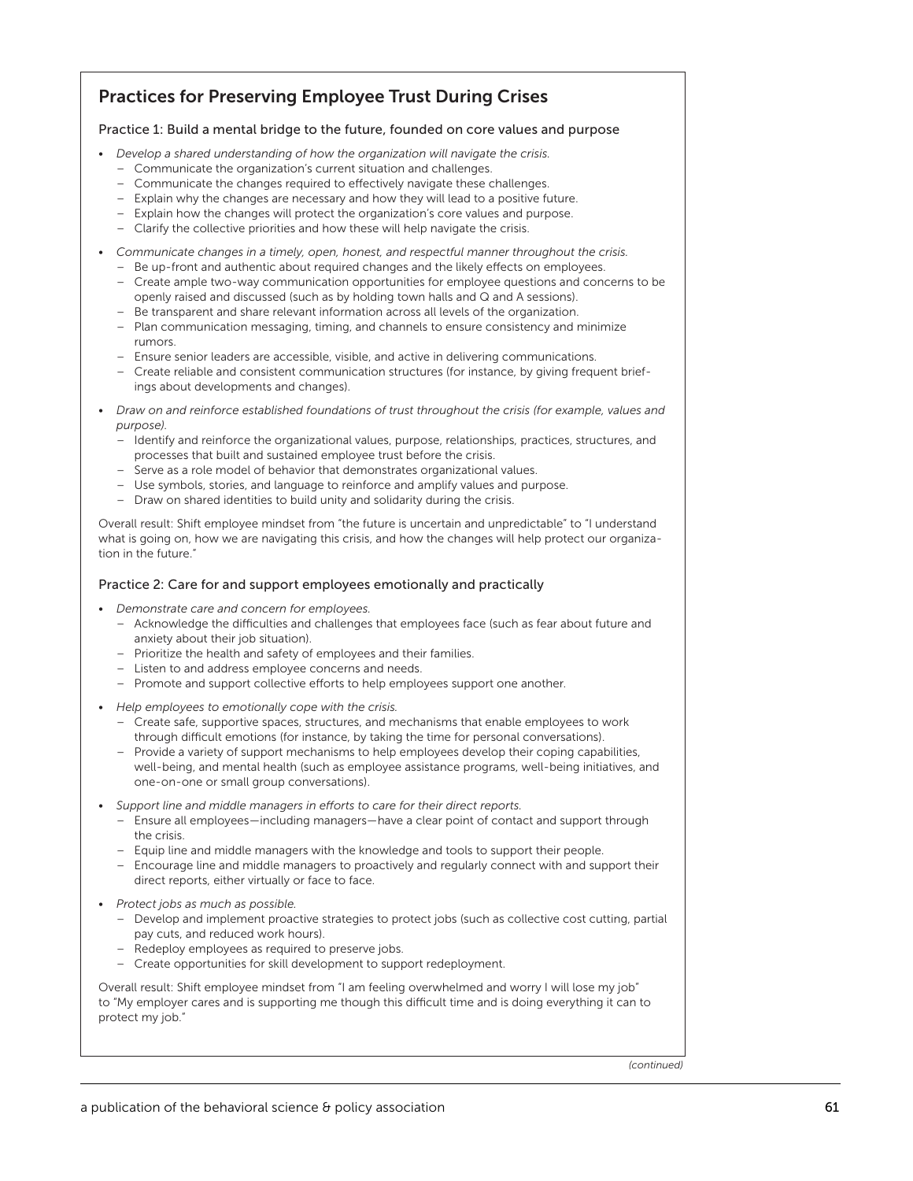## Practices for Preserving Employee Trust During Crises

### Practice 1: Build a mental bridge to the future, founded on core values and purpose

- *Develop a shared understanding of how the organization will navigate the crisis.*
  - Communicate the organization's current situation and challenges.
  - Communicate the changes required to effectively navigate these challenges.
  - Explain why the changes are necessary and how they will lead to a positive future.
  - Explain how the changes will protect the organization's core values and purpose.
  - Clarify the collective priorities and how these will help navigate the crisis.
- *Communicate changes in a timely, open, honest, and respectful manner throughout the crisis.*
  - Be up-front and authentic about required changes and the likely effects on employees.
  - Create ample two-way communication opportunities for employee questions and concerns to be openly raised and discussed (such as by holding town halls and Q and A sessions).
  - Be transparent and share relevant information across all levels of the organization.
  - Plan communication messaging, timing, and channels to ensure consistency and minimize rumors.
  - Ensure senior leaders are accessible, visible, and active in delivering communications.
  - Create reliable and consistent communication structures (for instance, by giving frequent briefings about developments and changes).
- *Draw on and reinforce established foundations of trust throughout the crisis (for example, values and purpose).*
  - Identify and reinforce the organizational values, purpose, relationships, practices, structures, and processes that built and sustained employee trust before the crisis.
  - Serve as a role model of behavior that demonstrates organizational values.
  - Use symbols, stories, and language to reinforce and amplify values and purpose.
  - Draw on shared identities to build unity and solidarity during the crisis.

Overall result: Shift employee mindset from "the future is uncertain and unpredictable" to "I understand what is going on, how we are navigating this crisis, and how the changes will help protect our organization in the future."

### Practice 2: Care for and support employees emotionally and practically

- *Demonstrate care and concern for employees.*
  - Acknowledge the difficulties and challenges that employees face (such as fear about future and anxiety about their job situation).
  - Prioritize the health and safety of employees and their families.
  - Listen to and address employee concerns and needs.
  - Promote and support collective efforts to help employees support one another.
- *Help employees to emotionally cope with the crisis.*
  - Create safe, supportive spaces, structures, and mechanisms that enable employees to work through difficult emotions (for instance, by taking the time for personal conversations).
  - Provide a variety of support mechanisms to help employees develop their coping capabilities, well-being, and mental health (such as employee assistance programs, well-being initiatives, and one-on-one or small group conversations).
- *Support line and middle managers in efforts to care for their direct reports.*
  - Ensure all employees—including managers—have a clear point of contact and support through the crisis.
  - Equip line and middle managers with the knowledge and tools to support their people.
  - Encourage line and middle managers to proactively and regularly connect with and support their direct reports, either virtually or face to face.
- *Protect jobs as much as possible.*
  - Develop and implement proactive strategies to protect jobs (such as collective cost cutting, partial pay cuts, and reduced work hours).
  - Redeploy employees as required to preserve jobs.
  - Create opportunities for skill development to support redeployment.

Overall result: Shift employee mindset from "I am feeling overwhelmed and worry I will lose my job" to "My employer cares and is supporting me though this difficult time and is doing everything it can to protect my job."

*(continued)*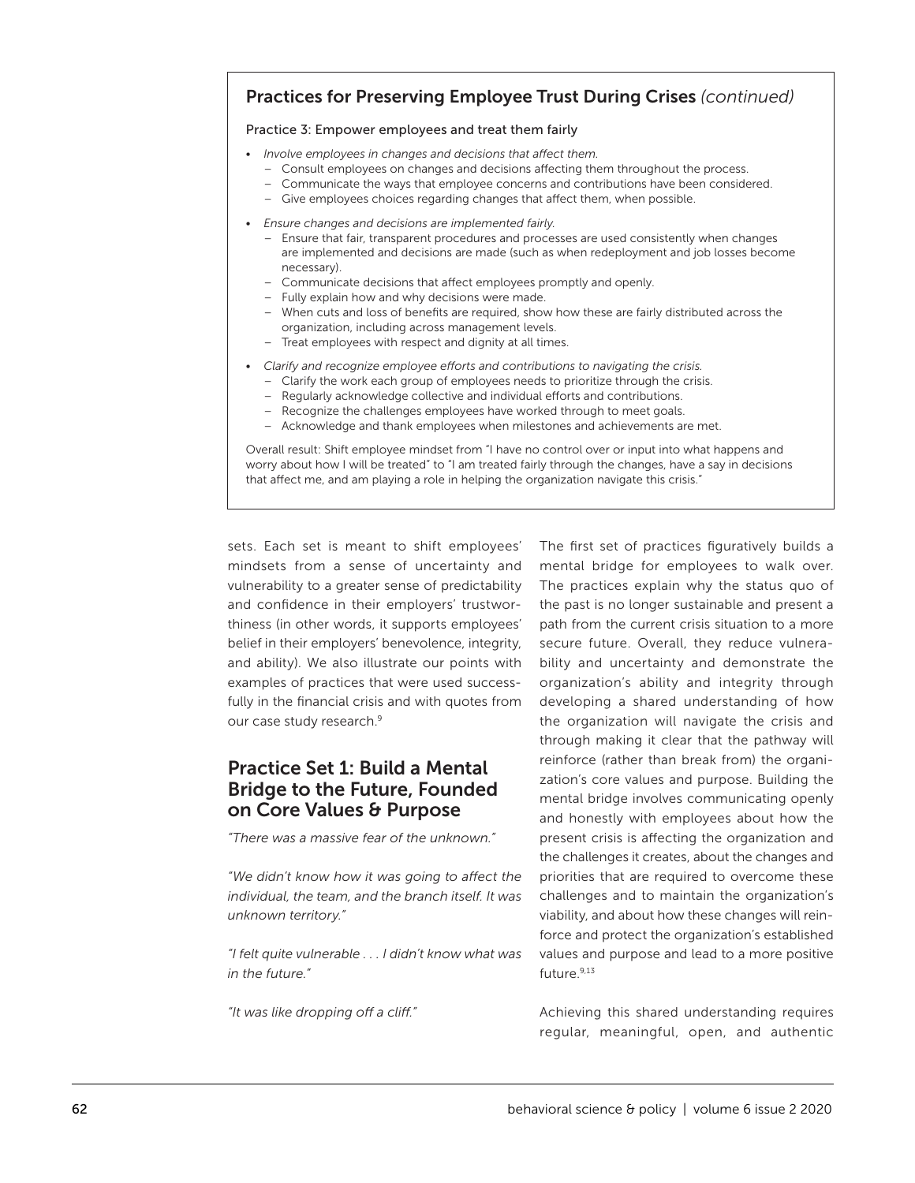### Practices for Preserving Employee Trust During Crises *(continued)*

Practice 3: Empower employees and treat them fairly

- *Involve employees in changes and decisions that affect them.*
  - Consult employees on changes and decisions affecting them throughout the process.
  - Communicate the ways that employee concerns and contributions have been considered.
  - Give employees choices regarding changes that affect them, when possible.
- *Ensure changes and decisions are implemented fairly.*
  - Ensure that fair, transparent procedures and processes are used consistently when changes are implemented and decisions are made (such as when redeployment and job losses become necessary).
  - Communicate decisions that affect employees promptly and openly.
  - Fully explain how and why decisions were made.
  - When cuts and loss of benefits are required, show how these are fairly distributed across the organization, including across management levels.
  - Treat employees with respect and dignity at all times.
- *Clarify and recognize employee efforts and contributions to navigating the crisis.*
  - Clarify the work each group of employees needs to prioritize through the crisis.
  - Regularly acknowledge collective and individual efforts and contributions.
  - Recognize the challenges employees have worked through to meet goals.
  - Acknowledge and thank employees when milestones and achievements are met.

Overall result: Shift employee mindset from "I have no control over or input into what happens and worry about how I will be treated" to "I am treated fairly through the changes, have a say in decisions that affect me, and am playing a role in helping the organization navigate this crisis."

sets. Each set is meant to shift employees' mindsets from a sense of uncertainty and vulnerability to a greater sense of predictability and confidence in their employers' trustworthiness (in other words, it supports employees' belief in their employers' benevolence, integrity, and ability). We also illustrate our points with examples of practices that were used successfully in the financial crisis and with quotes from our case study research.[9]

## Practice Set 1: Build a Mental Bridge to the Future, Founded on Core Values & Purpose

*"There was a massive fear of the unknown."*

*"We didn't know how it was going to affect the individual, the team, and the branch itself. It was unknown territory."*

*"I felt quite vulnerable . . . I didn't know what was in the future."*

*"It was like dropping off a cliff."*

The first set of practices figuratively builds a mental bridge for employees to walk over. The practices explain why the status quo of the past is no longer sustainable and present a path from the current crisis situation to a more secure future. Overall, they reduce vulnerability and uncertainty and demonstrate the organization's ability and integrity through developing a shared understanding of how the organization will navigate the crisis and through making it clear that the pathway will reinforce (rather than break from) the organization's core values and purpose. Building the mental bridge involves communicating openly and honestly with employees about how the present crisis is affecting the organization and the challenges it creates, about the changes and priorities that are required to overcome these challenges and to maintain the organization's viability, and about how these changes will reinforce and protect the organization's established values and purpose and lead to a more positive future.[9,13]

Achieving this shared understanding requires regular, meaningful, open, and authentic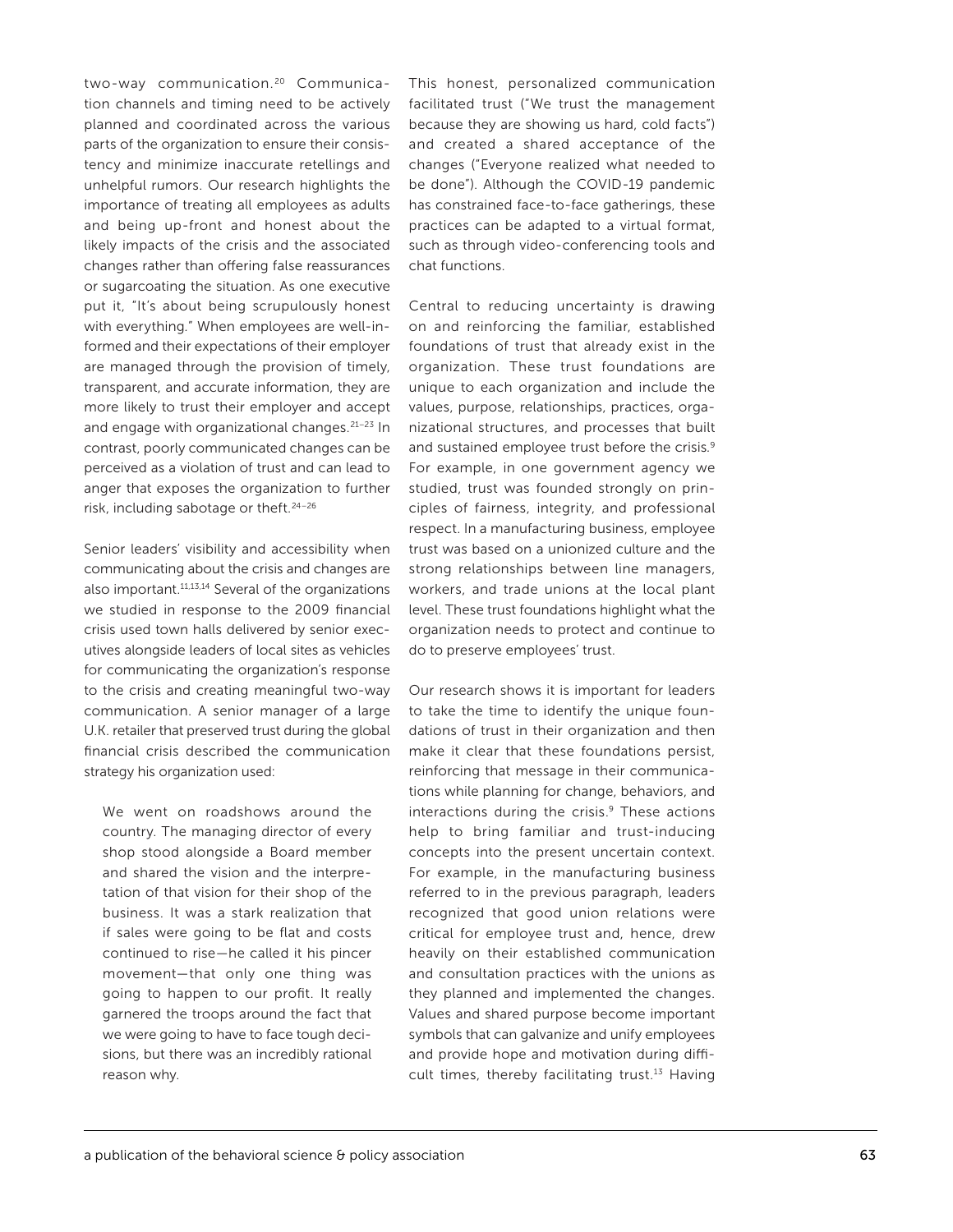two-way communication.[20] Communication channels and timing need to be actively planned and coordinated across the various parts of the organization to ensure their consistency and minimize inaccurate retellings and unhelpful rumors. Our research highlights the importance of treating all employees as adults and being up-front and honest about the likely impacts of the crisis and the associated changes rather than offering false reassurances or sugarcoating the situation. As one executive put it, "It's about being scrupulously honest with everything." When employees are well-informed and their expectations of their employer are managed through the provision of timely, transparent, and accurate information, they are more likely to trust their employer and accept and engage with organizational changes.[21–23] In contrast, poorly communicated changes can be perceived as a violation of trust and can lead to anger that exposes the organization to further risk, including sabotage or theft.[24–26]

Senior leaders' visibility and accessibility when communicating about the crisis and changes are also important.[11,13,14] Several of the organizations we studied in response to the 2009 financial crisis used town halls delivered by senior executives alongside leaders of local sites as vehicles for communicating the organization's response to the crisis and creating meaningful two-way communication. A senior manager of a large U.K. retailer that preserved trust during the global financial crisis described the communication strategy his organization used:

> We went on roadshows around the country. The managing director of every shop stood alongside a Board member and shared the vision and the interpretation of that vision for their shop of the business. It was a stark realization that if sales were going to be flat and costs continued to rise—he called it his pincer movement—that only one thing was going to happen to our profit. It really garnered the troops around the fact that we were going to have to face tough decisions, but there was an incredibly rational reason why.

This honest, personalized communication facilitated trust ("We trust the management because they are showing us hard, cold facts") and created a shared acceptance of the changes ("Everyone realized what needed to be done"). Although the COVID-19 pandemic has constrained face-to-face gatherings, these practices can be adapted to a virtual format, such as through video-conferencing tools and chat functions.

Central to reducing uncertainty is drawing on and reinforcing the familiar, established foundations of trust that already exist in the organization. These trust foundations are unique to each organization and include the values, purpose, relationships, practices, organizational structures, and processes that built and sustained employee trust before the crisis.[9] For example, in one government agency we studied, trust was founded strongly on principles of fairness, integrity, and professional respect. In a manufacturing business, employee trust was based on a unionized culture and the strong relationships between line managers, workers, and trade unions at the local plant level. These trust foundations highlight what the organization needs to protect and continue to do to preserve employees' trust.

Our research shows it is important for leaders to take the time to identify the unique foundations of trust in their organization and then make it clear that these foundations persist, reinforcing that message in their communications while planning for change, behaviors, and interactions during the crisis.[9] These actions help to bring familiar and trust-inducing concepts into the present uncertain context. For example, in the manufacturing business referred to in the previous paragraph, leaders recognized that good union relations were critical for employee trust and, hence, drew heavily on their established communication and consultation practices with the unions as they planned and implemented the changes. Values and shared purpose become important symbols that can galvanize and unify employees and provide hope and motivation during difficult times, thereby facilitating trust.[13] Having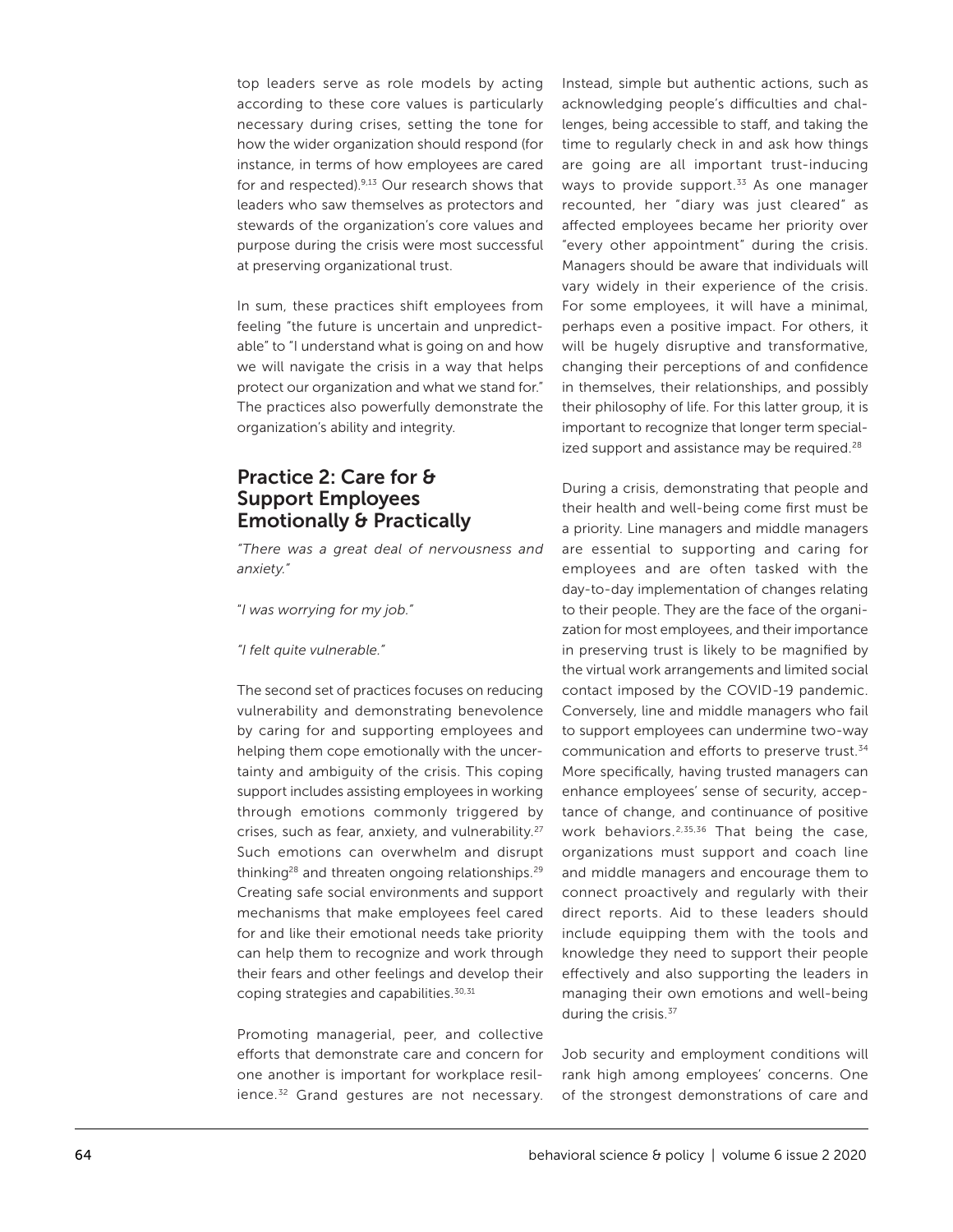top leaders serve as role models by acting according to these core values is particularly necessary during crises, setting the tone for how the wider organization should respond (for instance, in terms of how employees are cared for and respected).[9,13] Our research shows that leaders who saw themselves as protectors and stewards of the organization's core values and purpose during the crisis were most successful at preserving organizational trust.

In sum, these practices shift employees from feeling "the future is uncertain and unpredictable" to "I understand what is going on and how we will navigate the crisis in a way that helps protect our organization and what we stand for." The practices also powerfully demonstrate the organization's ability and integrity.

## Practice 2: Care for & Support Employees Emotionally & Practically

*"There was a great deal of nervousness and anxiety."*

"*I was worrying for my job.*"

*"I felt quite vulnerable."*

The second set of practices focuses on reducing vulnerability and demonstrating benevolence by caring for and supporting employees and helping them cope emotionally with the uncertainty and ambiguity of the crisis. This coping support includes assisting employees in working through emotions commonly triggered by crises, such as fear, anxiety, and vulnerability.[27] Such emotions can overwhelm and disrupt thinking[28] and threaten ongoing relationships.[29] Creating safe social environments and support mechanisms that make employees feel cared for and like their emotional needs take priority can help them to recognize and work through their fears and other feelings and develop their coping strategies and capabilities.[30,31]

Promoting managerial, peer, and collective efforts that demonstrate care and concern for one another is important for workplace resilience.[32] Grand gestures are not necessary. Instead, simple but authentic actions, such as acknowledging people's difficulties and challenges, being accessible to staff, and taking the time to regularly check in and ask how things are going are all important trust-inducing ways to provide support.[33] As one manager recounted, her "diary was just cleared" as affected employees became her priority over "every other appointment" during the crisis. Managers should be aware that individuals will vary widely in their experience of the crisis. For some employees, it will have a minimal, perhaps even a positive impact. For others, it will be hugely disruptive and transformative, changing their perceptions of and confidence in themselves, their relationships, and possibly their philosophy of life. For this latter group, it is important to recognize that longer term specialized support and assistance may be required.[28]

During a crisis, demonstrating that people and their health and well-being come first must be a priority. Line managers and middle managers are essential to supporting and caring for employees and are often tasked with the day-to-day implementation of changes relating to their people. They are the face of the organization for most employees, and their importance in preserving trust is likely to be magnified by the virtual work arrangements and limited social contact imposed by the COVID-19 pandemic. Conversely, line and middle managers who fail to support employees can undermine two-way communication and efforts to preserve trust.[34] More specifically, having trusted managers can enhance employees' sense of security, acceptance of change, and continuance of positive work behaviors.[2,35,36] That being the case, organizations must support and coach line and middle managers and encourage them to connect proactively and regularly with their direct reports. Aid to these leaders should include equipping them with the tools and knowledge they need to support their people effectively and also supporting the leaders in managing their own emotions and well-being during the crisis.[37]

Job security and employment conditions will rank high among employees' concerns. One of the strongest demonstrations of care and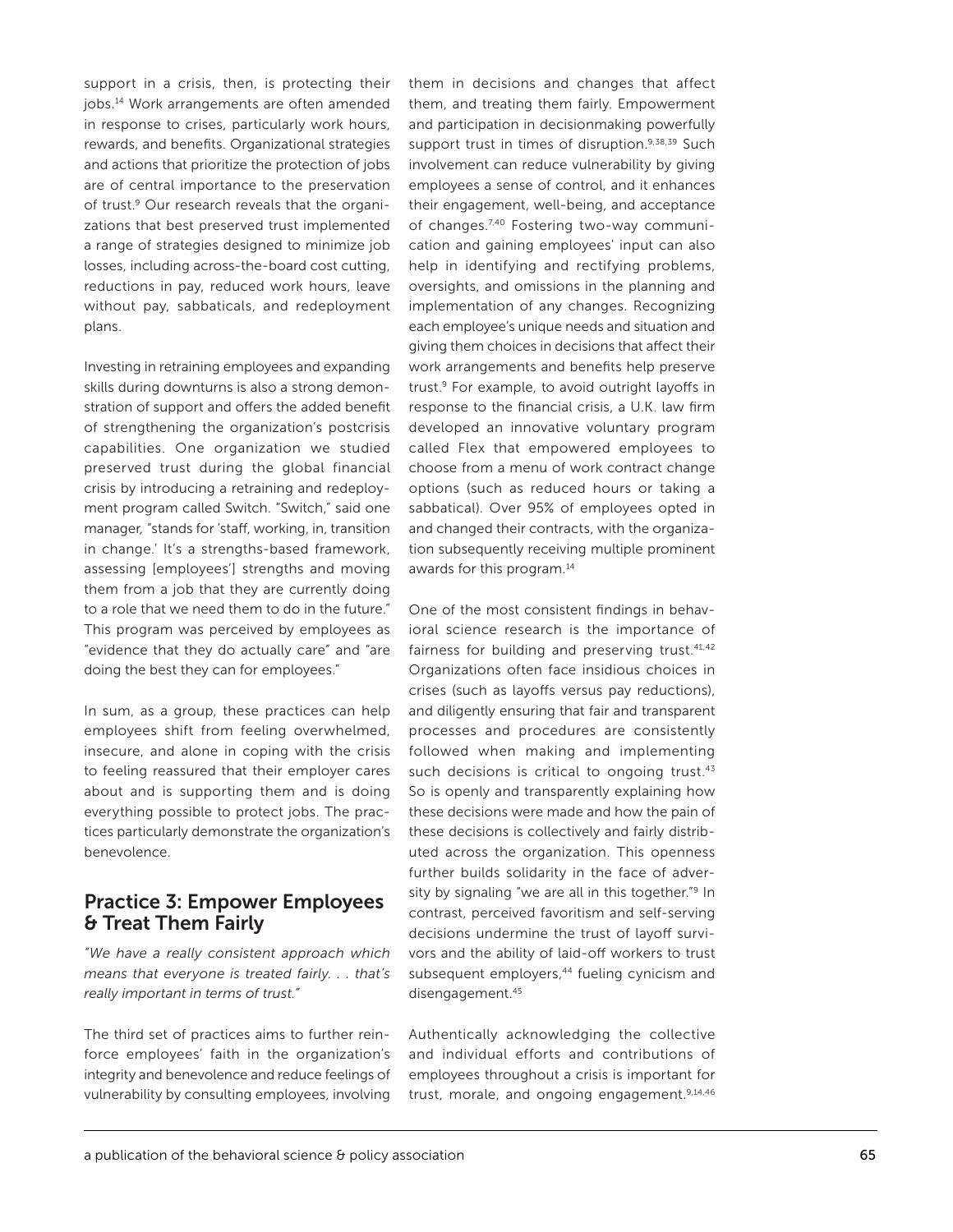support in a crisis, then, is protecting their jobs.[14] Work arrangements are often amended in response to crises, particularly work hours, rewards, and benefits. Organizational strategies and actions that prioritize the protection of jobs are of central importance to the preservation of trust.[9] Our research reveals that the organizations that best preserved trust implemented a range of strategies designed to minimize job losses, including across-the-board cost cutting, reductions in pay, reduced work hours, leave without pay, sabbaticals, and redeployment plans.

Investing in retraining employees and expanding skills during downturns is also a strong demonstration of support and offers the added benefit of strengthening the organization's postcrisis capabilities. One organization we studied preserved trust during the global financial crisis by introducing a retraining and redeployment program called Switch. "Switch," said one manager, "stands for 'staff, working, in, transition in change.' It's a strengths-based framework, assessing [employees'] strengths and moving them from a job that they are currently doing to a role that we need them to do in the future." This program was perceived by employees as "evidence that they do actually care" and "are doing the best they can for employees."

In sum, as a group, these practices can help employees shift from feeling overwhelmed, insecure, and alone in coping with the crisis to feeling reassured that their employer cares about and is supporting them and is doing everything possible to protect jobs. The practices particularly demonstrate the organization's benevolence.

## Practice 3: Empower Employees & Treat Them Fairly

*"We have a really consistent approach which means that everyone is treated fairly. . . that's really important in terms of trust."*

The third set of practices aims to further reinforce employees' faith in the organization's integrity and benevolence and reduce feelings of vulnerability by consulting employees, involving them in decisions and changes that affect them, and treating them fairly. Empowerment and participation in decisionmaking powerfully support trust in times of disruption.[9,38,39] Such involvement can reduce vulnerability by giving employees a sense of control, and it enhances their engagement, well-being, and acceptance of changes.[7,40] Fostering two-way communication and gaining employees' input can also help in identifying and rectifying problems, oversights, and omissions in the planning and implementation of any changes. Recognizing each employee's unique needs and situation and giving them choices in decisions that affect their work arrangements and benefits help preserve trust.[9] For example, to avoid outright layoffs in response to the financial crisis, a U.K. law firm developed an innovative voluntary program called Flex that empowered employees to choose from a menu of work contract change options (such as reduced hours or taking a sabbatical). Over 95% of employees opted in and changed their contracts, with the organization subsequently receiving multiple prominent awards for this program.[14]

One of the most consistent findings in behavioral science research is the importance of fairness for building and preserving trust.[41,42] Organizations often face insidious choices in crises (such as layoffs versus pay reductions), and diligently ensuring that fair and transparent processes and procedures are consistently followed when making and implementing such decisions is critical to ongoing trust.[43] So is openly and transparently explaining how these decisions were made and how the pain of these decisions is collectively and fairly distributed across the organization. This openness further builds solidarity in the face of adversity by signaling "we are all in this together."[9] In contrast, perceived favoritism and self-serving decisions undermine the trust of layoff survivors and the ability of laid-off workers to trust subsequent employers,[44] fueling cynicism and disengagement.[45]

Authentically acknowledging the collective and individual efforts and contributions of employees throughout a crisis is important for trust, morale, and ongoing engagement.[9,14,46]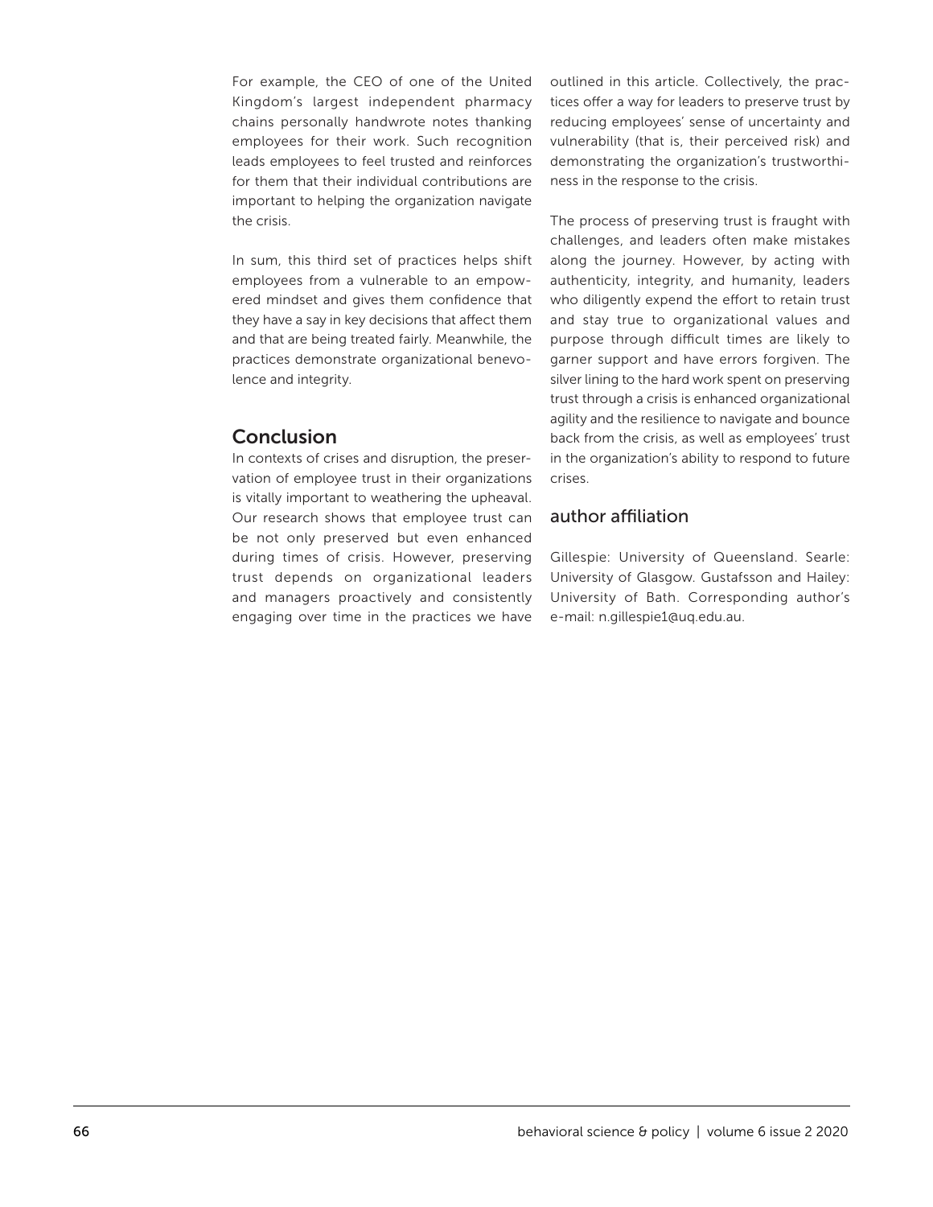For example, the CEO of one of the United Kingdom's largest independent pharmacy chains personally handwrote notes thanking employees for their work. Such recognition leads employees to feel trusted and reinforces for them that their individual contributions are important to helping the organization navigate the crisis.

In sum, this third set of practices helps shift employees from a vulnerable to an empowered mindset and gives them confidence that they have a say in key decisions that affect them and that are being treated fairly. Meanwhile, the practices demonstrate organizational benevolence and integrity.

## Conclusion

In contexts of crises and disruption, the preservation of employee trust in their organizations is vitally important to weathering the upheaval. Our research shows that employee trust can be not only preserved but even enhanced during times of crisis. However, preserving trust depends on organizational leaders and managers proactively and consistently engaging over time in the practices we have outlined in this article. Collectively, the practices offer a way for leaders to preserve trust by reducing employees' sense of uncertainty and vulnerability (that is, their perceived risk) and demonstrating the organization's trustworthiness in the response to the crisis.

The process of preserving trust is fraught with challenges, and leaders often make mistakes along the journey. However, by acting with authenticity, integrity, and humanity, leaders who diligently expend the effort to retain trust and stay true to organizational values and purpose through difficult times are likely to garner support and have errors forgiven. The silver lining to the hard work spent on preserving trust through a crisis is enhanced organizational agility and the resilience to navigate and bounce back from the crisis, as well as employees' trust in the organization's ability to respond to future crises.

## author affiliation

Gillespie: University of Queensland. Searle: University of Glasgow. Gustafsson and Hailey: University of Bath. Corresponding author's e-mail: n.gillespie1@uq.edu.au.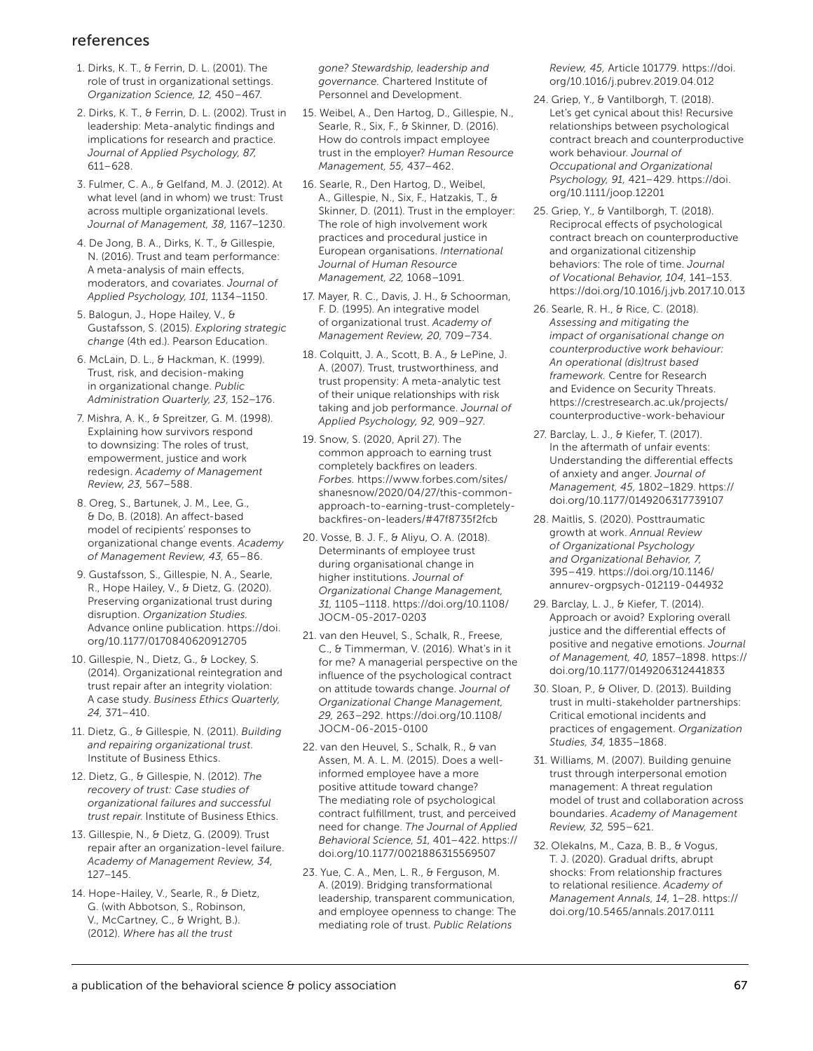## references

1. Dirks, K. T., & Ferrin, D. L. (2001). The role of trust in organizational settings. *Organization Science, 12,* 450–467.

2. Dirks, K. T., & Ferrin, D. L. (2002). Trust in leadership: Meta-analytic findings and implications for research and practice. *Journal of Applied Psychology, 87,* 611–628.

3. Fulmer, C. A., & Gelfand, M. J. (2012). At what level (and in whom) we trust: Trust across multiple organizational levels. *Journal of Management, 38,* 1167–1230.

4. De Jong, B. A., Dirks, K. T., & Gillespie, N. (2016). Trust and team performance: A meta-analysis of main effects, moderators, and covariates. *Journal of Applied Psychology, 101,* 1134–1150.

5. Balogun, J., Hope Hailey, V., & Gustafsson, S. (2015). *Exploring strategic change* (4th ed.). Pearson Education.

6. McLain, D. L., & Hackman, K. (1999). Trust, risk, and decision-making in organizational change. *Public Administration Quarterly, 23,* 152–176.

7. Mishra, A. K., & Spreitzer, G. M. (1998). Explaining how survivors respond to downsizing: The roles of trust, empowerment, justice and work redesign. *Academy of Management Review, 23,* 567–588.

8. Oreg, S., Bartunek, J. M., Lee, G., & Do, B. (2018). An affect-based model of recipients' responses to organizational change events. *Academy of Management Review, 43,* 65–86.

9. Gustafsson, S., Gillespie, N. A., Searle, R., Hope Hailey, V., & Dietz, G. (2020). Preserving organizational trust during disruption. *Organization Studies.* Advance online publication. https://doi.org/10.1177/0170840620912705

10. Gillespie, N., Dietz, G., & Lockey, S. (2014). Organizational reintegration and trust repair after an integrity violation: A case study. *Business Ethics Quarterly, 24,* 371–410.

11. Dietz, G., & Gillespie, N. (2011). *Building and repairing organizational trust*. Institute of Business Ethics.

12. Dietz, G., & Gillespie, N. (2012). *The recovery of trust: Case studies of organizational failures and successful trust repair.* Institute of Business Ethics.

13. Gillespie, N., & Dietz, G. (2009). Trust repair after an organization-level failure. *Academy of Management Review, 34,* 127–145.

14. Hope-Hailey, V., Searle, R., & Dietz, G. (with Abbotson, S., Robinson, V., McCartney, C., & Wright, B.). (2012). *Where has all the trust gone? Stewardship, leadership and governance.* Chartered Institute of Personnel and Development.

15. Weibel, A., Den Hartog, D., Gillespie, N., Searle, R., Six, F., & Skinner, D. (2016). How do controls impact employee trust in the employer? *Human Resource Management, 55,* 437–462.

16. Searle, R., Den Hartog, D., Weibel, A., Gillespie, N., Six, F., Hatzakis, T., & Skinner, D. (2011). Trust in the employer: The role of high involvement work practices and procedural justice in European organisations. *International Journal of Human Resource Management, 22,* 1068–1091.

17. Mayer, R. C., Davis, J. H., & Schoorman, F. D. (1995). An integrative model of organizational trust. *Academy of Management Review, 20,* 709–734.

18. Colquitt, J. A., Scott, B. A., & LePine, J. A. (2007). Trust, trustworthiness, and trust propensity: A meta-analytic test of their unique relationships with risk taking and job performance. *Journal of Applied Psychology, 92,* 909–927.

19. Snow, S. (2020, April 27). The common approach to earning trust completely backfires on leaders. *Forbes.* https://www.forbes.com/sites/shanesnow/2020/04/27/this-common-approach-to-earning-trust-completely-backfires-on-leaders/#47f8735f2fcb

20. Vosse, B. J. F., & Aliyu, O. A. (2018). Determinants of employee trust during organisational change in higher institutions. *Journal of Organizational Change Management, 31,* 1105–1118. https://doi.org/10.1108/JOCM-05-2017-0203

21. van den Heuvel, S., Schalk, R., Freese, C., & Timmerman, V. (2016). What's in it for me? A managerial perspective on the influence of the psychological contract on attitude towards change. *Journal of Organizational Change Management, 29,* 263–292. https://doi.org/10.1108/JOCM-06-2015-0100

22. van den Heuvel, S., Schalk, R., & van Assen, M. A. L. M. (2015). Does a well-informed employee have a more positive attitude toward change? The mediating role of psychological contract fulfillment, trust, and perceived need for change. *The Journal of Applied Behavioral Science, 51,* 401–422. https://doi.org/10.1177/0021886315569507

23. Yue, C. A., Men, L. R., & Ferguson, M. A. (2019). Bridging transformational leadership, transparent communication, and employee openness to change: The mediating role of trust. *Public Relations Review, 45,* Article 101779. https://doi.org/10.1016/j.pubrev.2019.04.012

24. Griep, Y., & Vantilborgh, T. (2018). Let's get cynical about this! Recursive relationships between psychological contract breach and counterproductive work behaviour. *Journal of Occupational and Organizational Psychology, 91,* 421–429. https://doi.org/10.1111/joop.12201

25. Griep, Y., & Vantilborgh, T. (2018). Reciprocal effects of psychological contract breach on counterproductive and organizational citizenship behaviors: The role of time. *Journal of Vocational Behavior, 104,* 141–153. https://doi.org/10.1016/j.jvb.2017.10.013

26. Searle, R. H., & Rice, C. (2018). *Assessing and mitigating the impact of organisational change on counterproductive work behaviour: An operational (dis)trust based framework.* Centre for Research and Evidence on Security Threats. https://crestresearch.ac.uk/projects/counterproductive-work-behaviour

27. Barclay, L. J., & Kiefer, T. (2017). In the aftermath of unfair events: Understanding the differential effects of anxiety and anger. *Journal of Management, 45,* 1802–1829. https://doi.org/10.1177/0149206317739107

28. Maitlis, S. (2020). Posttraumatic growth at work. *Annual Review of Organizational Psychology and Organizational Behavior, 7,* 395–419. https://doi.org/10.1146/annurev-orgpsych-012119-044932

29. Barclay, L. J., & Kiefer, T. (2014). Approach or avoid? Exploring overall justice and the differential effects of positive and negative emotions. *Journal of Management, 40,* 1857–1898. https://doi.org/10.1177/0149206312441833

30. Sloan, P., & Oliver, D. (2013). Building trust in multi-stakeholder partnerships: Critical emotional incidents and practices of engagement. *Organization Studies, 34,* 1835–1868.

31. Williams, M. (2007). Building genuine trust through interpersonal emotion management: A threat regulation model of trust and collaboration across boundaries. *Academy of Management Review, 32,* 595–621.

32. Olekalns, M., Caza, B. B., & Vogus, T. J. (2020). Gradual drifts, abrupt shocks: From relationship fractures to relational resilience. *Academy of Management Annals, 14,* 1–28. https://doi.org/10.5465/annals.2017.0111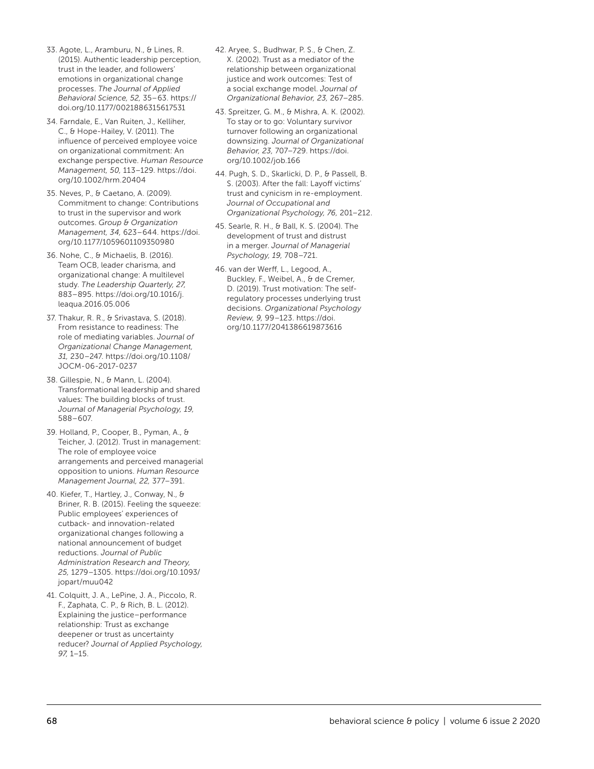33. Agote, L., Aramburu, N., & Lines, R. (2015). Authentic leadership perception, trust in the leader, and followers' emotions in organizational change processes. *The Journal of Applied Behavioral Science, 52,* 35–63. https://doi.org/10.1177/0021886315617531

34. Farndale, E., Van Ruiten, J., Kelliher, C., & Hope-Hailey, V. (2011). The influence of perceived employee voice on organizational commitment: An exchange perspective. *Human Resource Management, 50,* 113–129. https://doi.org/10.1002/hrm.20404

35. Neves, P., & Caetano, A. (2009). Commitment to change: Contributions to trust in the supervisor and work outcomes. *Group & Organization Management, 34,* 623–644. https://doi.org/10.1177/1059601109350980

36. Nohe, C., & Michaelis, B. (2016). Team OCB, leader charisma, and organizational change: A multilevel study. *The Leadership Quarterly, 27,* 883–895. https://doi.org/10.1016/j.leaqua.2016.05.006

37. Thakur, R. R., & Srivastava, S. (2018). From resistance to readiness: The role of mediating variables. *Journal of Organizational Change Management, 31,* 230–247. https://doi.org/10.1108/JOCM-06-2017-0237

38. Gillespie, N., & Mann, L. (2004). Transformational leadership and shared values: The building blocks of trust. *Journal of Managerial Psychology, 19,* 588–607.

39. Holland, P., Cooper, B., Pyman, A., & Teicher, J. (2012). Trust in management: The role of employee voice arrangements and perceived managerial opposition to unions. *Human Resource Management Journal, 22,* 377–391.

40. Kiefer, T., Hartley, J., Conway, N., & Briner, R. B. (2015). Feeling the squeeze: Public employees' experiences of cutback- and innovation-related organizational changes following a national announcement of budget reductions. *Journal of Public Administration Research and Theory, 25,* 1279–1305. https://doi.org/10.1093/jopart/muu042

41. Colquitt, J. A., LePine, J. A., Piccolo, R. F., Zaphata, C. P., & Rich, B. L. (2012). Explaining the justice–performance relationship: Trust as exchange deepener or trust as uncertainty reducer? *Journal of Applied Psychology, 97,* 1–15.

42. Aryee, S., Budhwar, P. S., & Chen, Z. X. (2002). Trust as a mediator of the relationship between organizational justice and work outcomes: Test of a social exchange model. *Journal of Organizational Behavior, 23,* 267–285.

43. Spreitzer, G. M., & Mishra, A. K. (2002). To stay or to go: Voluntary survivor turnover following an organizational downsizing. *Journal of Organizational Behavior, 23,* 707–729. https://doi.org/10.1002/job.166

44. Pugh, S. D., Skarlicki, D. P., & Passell, B. S. (2003). After the fall: Layoff victims' trust and cynicism in re-employment. *Journal of Occupational and Organizational Psychology, 76,* 201–212.

45. Searle, R. H., & Ball, K. S. (2004). The development of trust and distrust in a merger. *Journal of Managerial Psychology, 19,* 708–721.

46. van der Werff, L., Legood, A., Buckley, F., Weibel, A., & de Cremer, D. (2019). Trust motivation: The self-regulatory processes underlying trust decisions. *Organizational Psychology Review, 9,* 99–123. https://doi.org/10.1177/2041386619873616